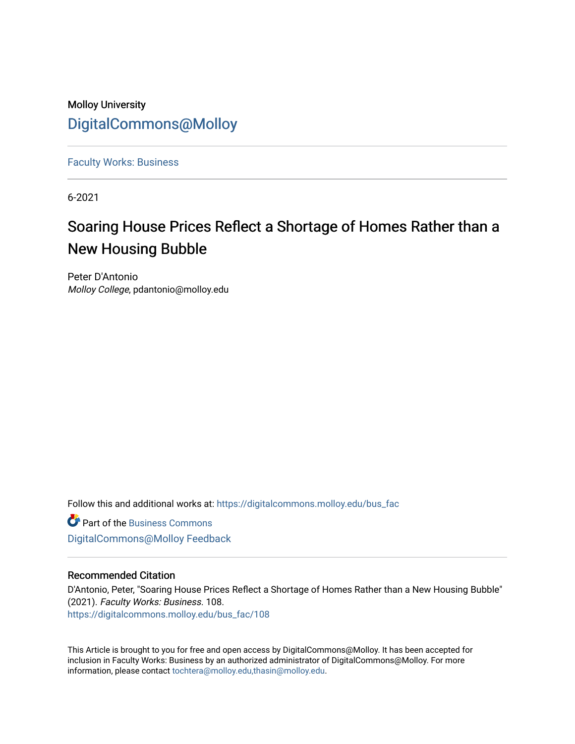Molloy University

DigitalCommons@Molloy

Faculty Works: Business

6-2021

# Soaring House Prices Reflect a Shortage of Homes Rather than a New Housing Bubble

Peter D'Antonio

*Molloy College*, pdantonio@molloy.edu

Follow this and additional works at: https://digitalcommons.molloy.edu/bus_fac

Part of the Business Commons

DigitalCommons@Molloy Feedback

## Recommended Citation

D'Antonio, Peter, "Soaring House Prices Reflect a Shortage of Homes Rather than a New Housing Bubble" (2021). *Faculty Works: Business*. 108.

https://digitalcommons.molloy.edu/bus_fac/108

This Article is brought to you for free and open access by DigitalCommons@Molloy. It has been accepted for inclusion in Faculty Works: Business by an authorized administrator of DigitalCommons@Molloy. For more information, please contact tochtera@molloy.edu,thasin@molloy.edu.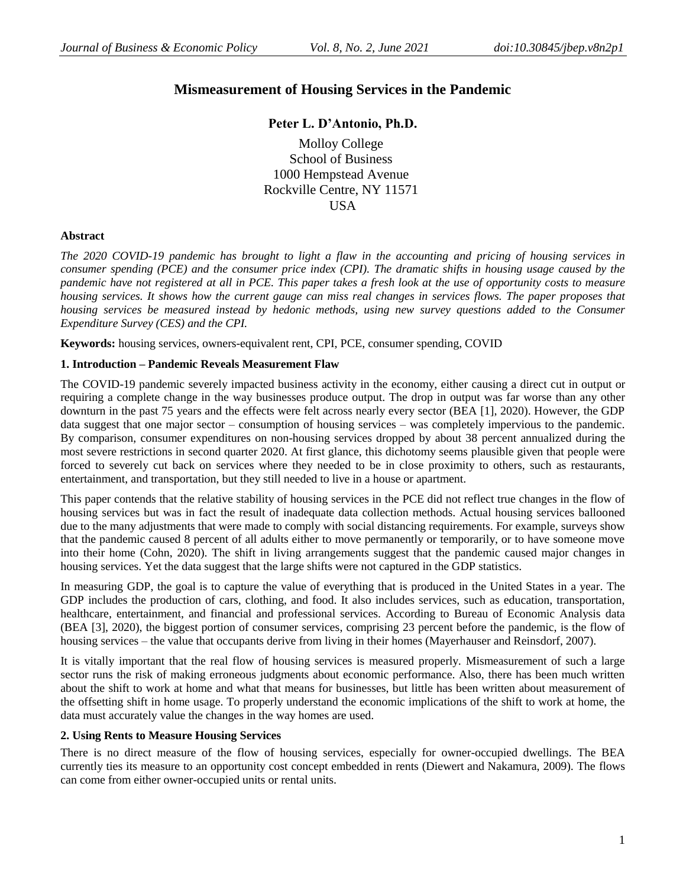# Mismeasurement of Housing Services in the Pandemic

**Peter L. D'Antonio, Ph.D.**

Molloy College
School of Business
1000 Hempstead Avenue
Rockville Centre, NY 11571
USA

**Abstract**

*The 2020 COVID-19 pandemic has brought to light a flaw in the accounting and pricing of housing services in consumer spending (PCE) and the consumer price index (CPI). The dramatic shifts in housing usage caused by the pandemic have not registered at all in PCE. This paper takes a fresh look at the use of opportunity costs to measure housing services. It shows how the current gauge can miss real changes in services flows. The paper proposes that housing services be measured instead by hedonic methods, using new survey questions added to the Consumer Expenditure Survey (CES) and the CPI.*

**Keywords:** housing services, owners-equivalent rent, CPI, PCE, consumer spending, COVID

## 1. Introduction – Pandemic Reveals Measurement Flaw

The COVID-19 pandemic severely impacted business activity in the economy, either causing a direct cut in output or requiring a complete change in the way businesses produce output. The drop in output was far worse than any other downturn in the past 75 years and the effects were felt across nearly every sector (BEA [1], 2020). However, the GDP data suggest that one major sector – consumption of housing services – was completely impervious to the pandemic. By comparison, consumer expenditures on non-housing services dropped by about 38 percent annualized during the most severe restrictions in second quarter 2020. At first glance, this dichotomy seems plausible given that people were forced to severely cut back on services where they needed to be in close proximity to others, such as restaurants, entertainment, and transportation, but they still needed to live in a house or apartment.

This paper contends that the relative stability of housing services in the PCE did not reflect true changes in the flow of housing services but was in fact the result of inadequate data collection methods. Actual housing services ballooned due to the many adjustments that were made to comply with social distancing requirements. For example, surveys show that the pandemic caused 8 percent of all adults either to move permanently or temporarily, or to have someone move into their home (Cohn, 2020). The shift in living arrangements suggest that the pandemic caused major changes in housing services. Yet the data suggest that the large shifts were not captured in the GDP statistics.

In measuring GDP, the goal is to capture the value of everything that is produced in the United States in a year. The GDP includes the production of cars, clothing, and food. It also includes services, such as education, transportation, healthcare, entertainment, and financial and professional services. According to Bureau of Economic Analysis data (BEA [3], 2020), the biggest portion of consumer services, comprising 23 percent before the pandemic, is the flow of housing services – the value that occupants derive from living in their homes (Mayerhauser and Reinsdorf, 2007).

It is vitally important that the real flow of housing services is measured properly. Mismeasurement of such a large sector runs the risk of making erroneous judgments about economic performance. Also, there has been much written about the shift to work at home and what that means for businesses, but little has been written about measurement of the offsetting shift in home usage. To properly understand the economic implications of the shift to work at home, the data must accurately value the changes in the way homes are used.

## 2. Using Rents to Measure Housing Services

There is no direct measure of the flow of housing services, especially for owner-occupied dwellings. The BEA currently ties its measure to an opportunity cost concept embedded in rents (Diewert and Nakamura, 2009). The flows can come from either owner-occupied units or rental units.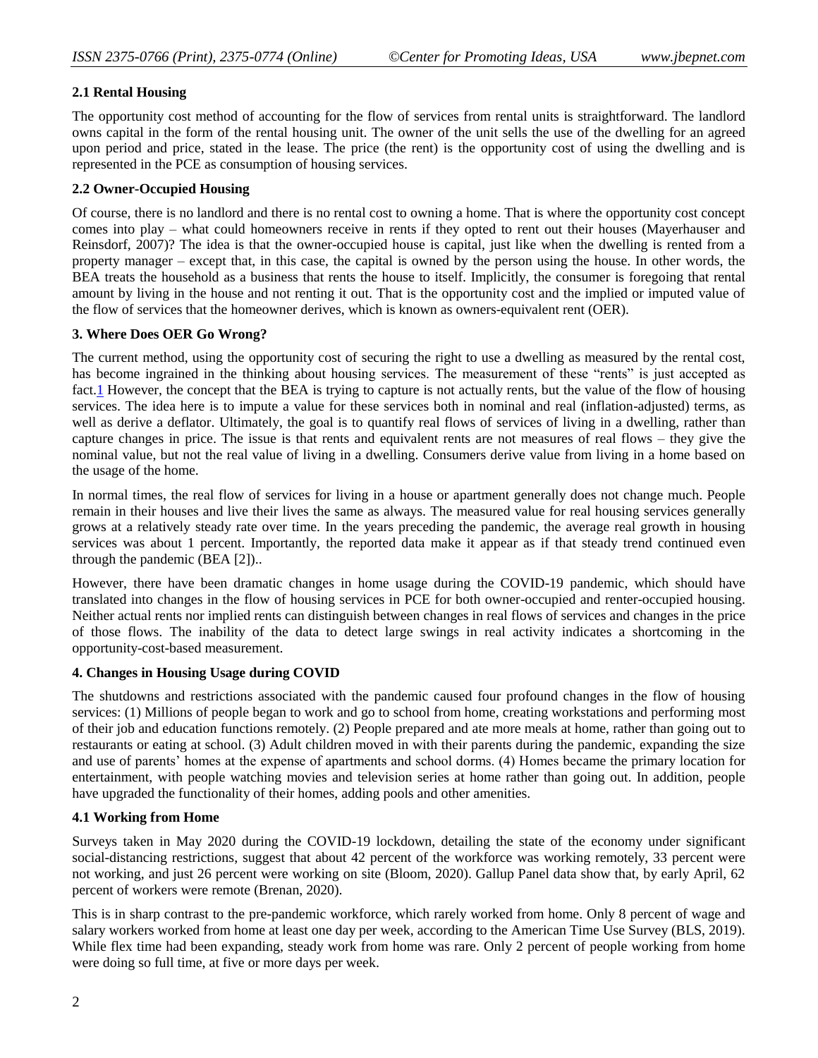### 2.1 Rental Housing

The opportunity cost method of accounting for the flow of services from rental units is straightforward. The landlord owns capital in the form of the rental housing unit. The owner of the unit sells the use of the dwelling for an agreed upon period and price, stated in the lease. The price (the rent) is the opportunity cost of using the dwelling and is represented in the PCE as consumption of housing services.

### 2.2 Owner-Occupied Housing

Of course, there is no landlord and there is no rental cost to owning a home. That is where the opportunity cost concept comes into play – what could homeowners receive in rents if they opted to rent out their houses (Mayerhauser and Reinsdorf, 2007)? The idea is that the owner-occupied house is capital, just like when the dwelling is rented from a property manager – except that, in this case, the capital is owned by the person using the house. In other words, the BEA treats the household as a business that rents the house to itself. Implicitly, the consumer is foregoing that rental amount by living in the house and not renting it out. That is the opportunity cost and the implied or imputed value of the flow of services that the homeowner derives, which is known as owners-equivalent rent (OER).

## 3. Where Does OER Go Wrong?

The current method, using the opportunity cost of securing the right to use a dwelling as measured by the rental cost, has become ingrained in the thinking about housing services. The measurement of these "rents" is just accepted as fact.[1] However, the concept that the BEA is trying to capture is not actually rents, but the value of the flow of housing services. The idea here is to impute a value for these services both in nominal and real (inflation-adjusted) terms, as well as derive a deflator. Ultimately, the goal is to quantify real flows of services of living in a dwelling, rather than capture changes in price. The issue is that rents and equivalent rents are not measures of real flows – they give the nominal value, but not the real value of living in a dwelling. Consumers derive value from living in a home based on the usage of the home.

In normal times, the real flow of services for living in a house or apartment generally does not change much. People remain in their houses and live their lives the same as always. The measured value for real housing services generally grows at a relatively steady rate over time. In the years preceding the pandemic, the average real growth in housing services was about 1 percent. Importantly, the reported data make it appear as if that steady trend continued even through the pandemic (BEA [2])..

However, there have been dramatic changes in home usage during the COVID-19 pandemic, which should have translated into changes in the flow of housing services in PCE for both owner-occupied and renter-occupied housing. Neither actual rents nor implied rents can distinguish between changes in real flows of services and changes in the price of those flows. The inability of the data to detect large swings in real activity indicates a shortcoming in the opportunity-cost-based measurement.

## 4. Changes in Housing Usage during COVID

The shutdowns and restrictions associated with the pandemic caused four profound changes in the flow of housing services: (1) Millions of people began to work and go to school from home, creating workstations and performing most of their job and education functions remotely. (2) People prepared and ate more meals at home, rather than going out to restaurants or eating at school. (3) Adult children moved in with their parents during the pandemic, expanding the size and use of parents' homes at the expense of apartments and school dorms. (4) Homes became the primary location for entertainment, with people watching movies and television series at home rather than going out. In addition, people have upgraded the functionality of their homes, adding pools and other amenities.

### 4.1 Working from Home

Surveys taken in May 2020 during the COVID-19 lockdown, detailing the state of the economy under significant social-distancing restrictions, suggest that about 42 percent of the workforce was working remotely, 33 percent were not working, and just 26 percent were working on site (Bloom, 2020). Gallup Panel data show that, by early April, 62 percent of workers were remote (Brenan, 2020).

This is in sharp contrast to the pre-pandemic workforce, which rarely worked from home. Only 8 percent of wage and salary workers worked from home at least one day per week, according to the American Time Use Survey (BLS, 2019). While flex time had been expanding, steady work from home was rare. Only 2 percent of people working from home were doing so full time, at five or more days per week.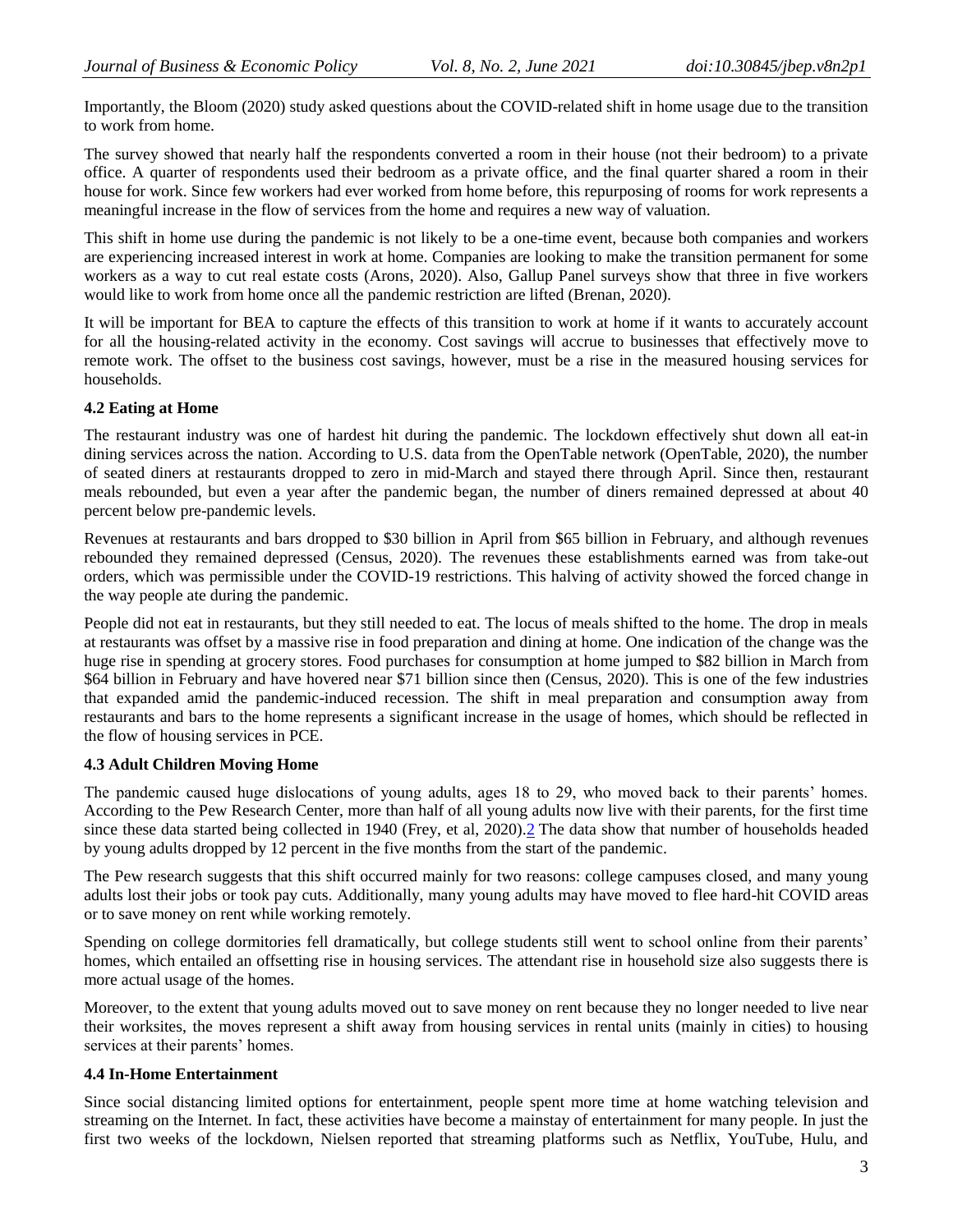Importantly, the Bloom (2020) study asked questions about the COVID-related shift in home usage due to the transition to work from home.

The survey showed that nearly half the respondents converted a room in their house (not their bedroom) to a private office. A quarter of respondents used their bedroom as a private office, and the final quarter shared a room in their house for work. Since few workers had ever worked from home before, this repurposing of rooms for work represents a meaningful increase in the flow of services from the home and requires a new way of valuation.

This shift in home use during the pandemic is not likely to be a one-time event, because both companies and workers are experiencing increased interest in work at home. Companies are looking to make the transition permanent for some workers as a way to cut real estate costs (Arons, 2020). Also, Gallup Panel surveys show that three in five workers would like to work from home once all the pandemic restriction are lifted (Brenan, 2020).

It will be important for BEA to capture the effects of this transition to work at home if it wants to accurately account for all the housing-related activity in the economy. Cost savings will accrue to businesses that effectively move to remote work. The offset to the business cost savings, however, must be a rise in the measured housing services for households.

### 4.2 Eating at Home

The restaurant industry was one of hardest hit during the pandemic. The lockdown effectively shut down all eat-in dining services across the nation. According to U.S. data from the OpenTable network (OpenTable, 2020), the number of seated diners at restaurants dropped to zero in mid-March and stayed there through April. Since then, restaurant meals rebounded, but even a year after the pandemic began, the number of diners remained depressed at about 40 percent below pre-pandemic levels.

Revenues at restaurants and bars dropped to $30 billion in April from $65 billion in February, and although revenues rebounded they remained depressed (Census, 2020). The revenues these establishments earned was from take-out orders, which was permissible under the COVID-19 restrictions. This halving of activity showed the forced change in the way people ate during the pandemic.

People did not eat in restaurants, but they still needed to eat. The locus of meals shifted to the home. The drop in meals at restaurants was offset by a massive rise in food preparation and dining at home. One indication of the change was the huge rise in spending at grocery stores. Food purchases for consumption at home jumped to $82 billion in March from $64 billion in February and have hovered near $71 billion since then (Census, 2020). This is one of the few industries that expanded amid the pandemic-induced recession. The shift in meal preparation and consumption away from restaurants and bars to the home represents a significant increase in the usage of homes, which should be reflected in the flow of housing services in PCE.

### 4.3 Adult Children Moving Home

The pandemic caused huge dislocations of young adults, ages 18 to 29, who moved back to their parents' homes. According to the Pew Research Center, more than half of all young adults now live with their parents, for the first time since these data started being collected in 1940 (Frey, et al, 2020).[2] The data show that number of households headed by young adults dropped by 12 percent in the five months from the start of the pandemic.

The Pew research suggests that this shift occurred mainly for two reasons: college campuses closed, and many young adults lost their jobs or took pay cuts. Additionally, many young adults may have moved to flee hard-hit COVID areas or to save money on rent while working remotely.

Spending on college dormitories fell dramatically, but college students still went to school online from their parents' homes, which entailed an offsetting rise in housing services. The attendant rise in household size also suggests there is more actual usage of the homes.

Moreover, to the extent that young adults moved out to save money on rent because they no longer needed to live near their worksites, the moves represent a shift away from housing services in rental units (mainly in cities) to housing services at their parents' homes.

### 4.4 In-Home Entertainment

Since social distancing limited options for entertainment, people spent more time at home watching television and streaming on the Internet. In fact, these activities have become a mainstay of entertainment for many people. In just the first two weeks of the lockdown, Nielsen reported that streaming platforms such as Netflix, YouTube, Hulu, and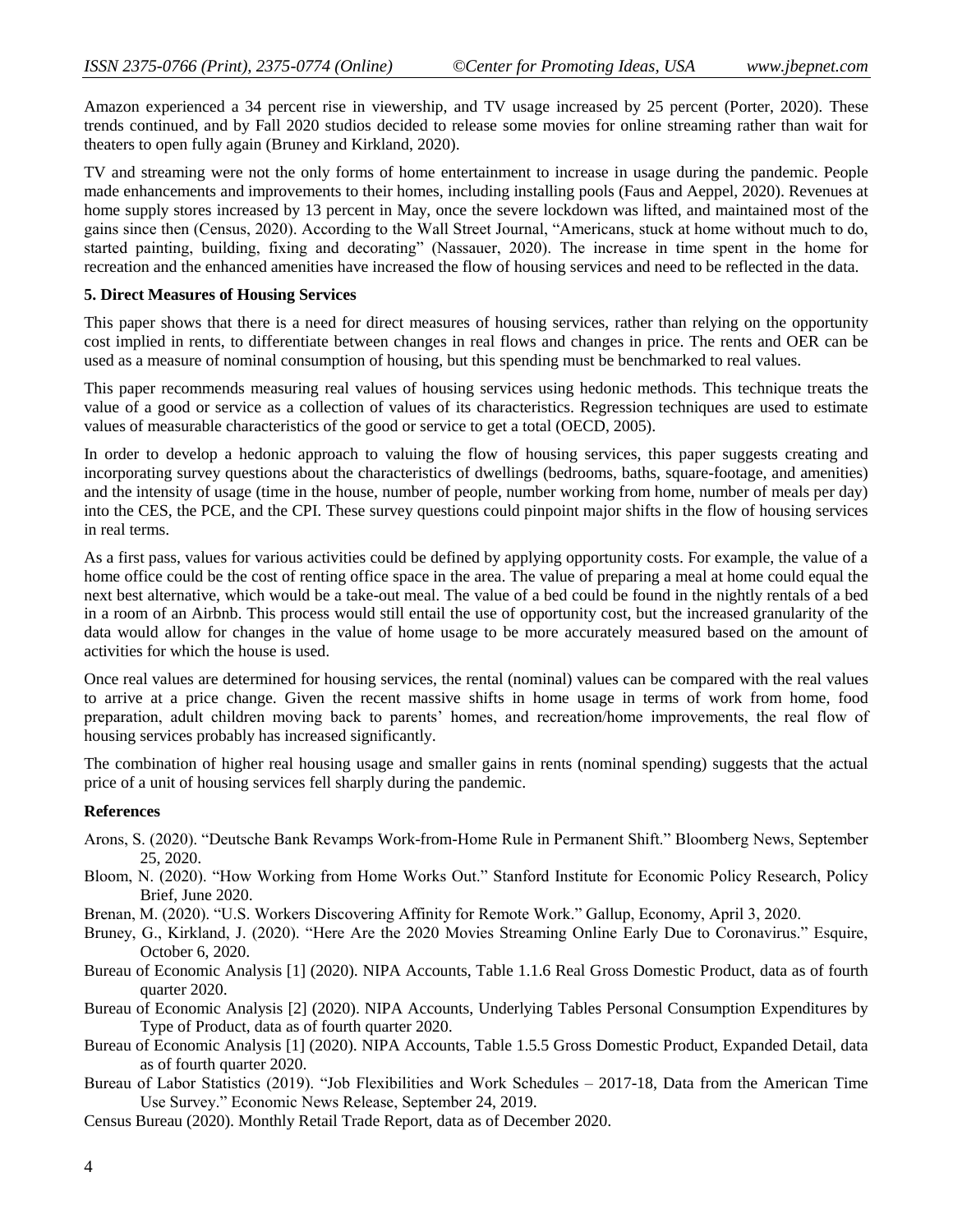Amazon experienced a 34 percent rise in viewership, and TV usage increased by 25 percent (Porter, 2020). These trends continued, and by Fall 2020 studios decided to release some movies for online streaming rather than wait for theaters to open fully again (Bruney and Kirkland, 2020).

TV and streaming were not the only forms of home entertainment to increase in usage during the pandemic. People made enhancements and improvements to their homes, including installing pools (Faus and Aeppel, 2020). Revenues at home supply stores increased by 13 percent in May, once the severe lockdown was lifted, and maintained most of the gains since then (Census, 2020). According to the Wall Street Journal, "Americans, stuck at home without much to do, started painting, building, fixing and decorating" (Nassauer, 2020). The increase in time spent in the home for recreation and the enhanced amenities have increased the flow of housing services and need to be reflected in the data.

## 5. Direct Measures of Housing Services

This paper shows that there is a need for direct measures of housing services, rather than relying on the opportunity cost implied in rents, to differentiate between changes in real flows and changes in price. The rents and OER can be used as a measure of nominal consumption of housing, but this spending must be benchmarked to real values.

This paper recommends measuring real values of housing services using hedonic methods. This technique treats the value of a good or service as a collection of values of its characteristics. Regression techniques are used to estimate values of measurable characteristics of the good or service to get a total (OECD, 2005).

In order to develop a hedonic approach to valuing the flow of housing services, this paper suggests creating and incorporating survey questions about the characteristics of dwellings (bedrooms, baths, square-footage, and amenities) and the intensity of usage (time in the house, number of people, number working from home, number of meals per day) into the CES, the PCE, and the CPI. These survey questions could pinpoint major shifts in the flow of housing services in real terms.

As a first pass, values for various activities could be defined by applying opportunity costs. For example, the value of a home office could be the cost of renting office space in the area. The value of preparing a meal at home could equal the next best alternative, which would be a take-out meal. The value of a bed could be found in the nightly rentals of a bed in a room of an Airbnb. This process would still entail the use of opportunity cost, but the increased granularity of the data would allow for changes in the value of home usage to be more accurately measured based on the amount of activities for which the house is used.

Once real values are determined for housing services, the rental (nominal) values can be compared with the real values to arrive at a price change. Given the recent massive shifts in home usage in terms of work from home, food preparation, adult children moving back to parents' homes, and recreation/home improvements, the real flow of housing services probably has increased significantly.

The combination of higher real housing usage and smaller gains in rents (nominal spending) suggests that the actual price of a unit of housing services fell sharply during the pandemic.

## References

Arons, S. (2020). "Deutsche Bank Revamps Work-from-Home Rule in Permanent Shift." Bloomberg News, September 25, 2020.

Bloom, N. (2020). "How Working from Home Works Out." Stanford Institute for Economic Policy Research, Policy Brief, June 2020.

Brenan, M. (2020). "U.S. Workers Discovering Affinity for Remote Work." Gallup, Economy, April 3, 2020.

Bruney, G., Kirkland, J. (2020). "Here Are the 2020 Movies Streaming Online Early Due to Coronavirus." Esquire, October 6, 2020.

Bureau of Economic Analysis [1] (2020). NIPA Accounts, Table 1.1.6 Real Gross Domestic Product, data as of fourth quarter 2020.

Bureau of Economic Analysis [2] (2020). NIPA Accounts, Underlying Tables Personal Consumption Expenditures by Type of Product, data as of fourth quarter 2020.

Bureau of Economic Analysis [1] (2020). NIPA Accounts, Table 1.5.5 Gross Domestic Product, Expanded Detail, data as of fourth quarter 2020.

Bureau of Labor Statistics (2019). "Job Flexibilities and Work Schedules – 2017-18, Data from the American Time Use Survey." Economic News Release, September 24, 2019.

Census Bureau (2020). Monthly Retail Trade Report, data as of December 2020.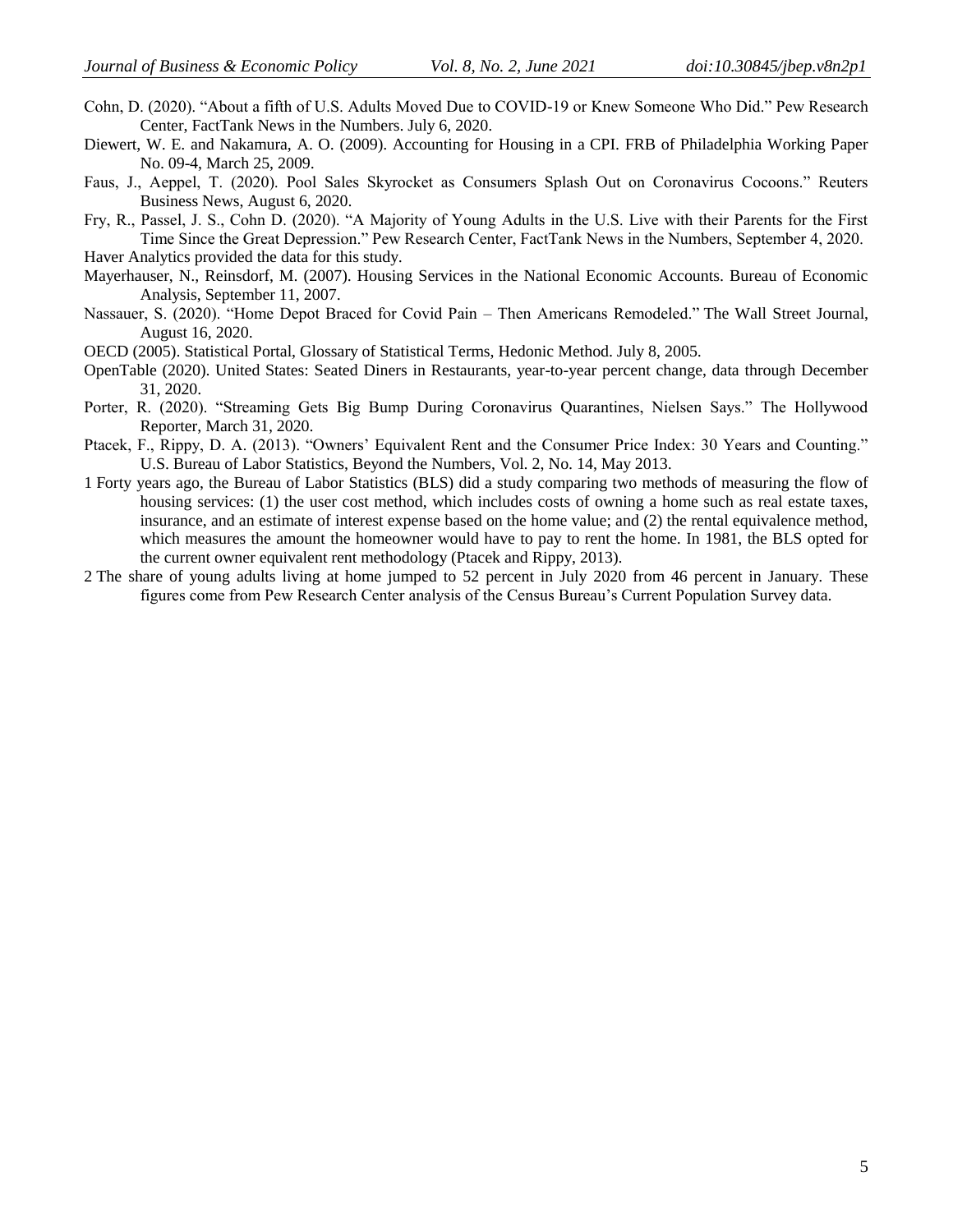Cohn, D. (2020). "About a fifth of U.S. Adults Moved Due to COVID-19 or Knew Someone Who Did." Pew Research Center, FactTank News in the Numbers. July 6, 2020.

Diewert, W. E. and Nakamura, A. O. (2009). Accounting for Housing in a CPI. FRB of Philadelphia Working Paper No. 09-4, March 25, 2009.

Faus, J., Aeppel, T. (2020). Pool Sales Skyrocket as Consumers Splash Out on Coronavirus Cocoons." Reuters Business News, August 6, 2020.

Fry, R., Passel, J. S., Cohn D. (2020). "A Majority of Young Adults in the U.S. Live with their Parents for the First Time Since the Great Depression." Pew Research Center, FactTank News in the Numbers, September 4, 2020.

Haver Analytics provided the data for this study.

Mayerhauser, N., Reinsdorf, M. (2007). Housing Services in the National Economic Accounts. Bureau of Economic Analysis, September 11, 2007.

Nassauer, S. (2020). "Home Depot Braced for Covid Pain – Then Americans Remodeled." The Wall Street Journal, August 16, 2020.

OECD (2005). Statistical Portal, Glossary of Statistical Terms, Hedonic Method. July 8, 2005.

OpenTable (2020). United States: Seated Diners in Restaurants, year-to-year percent change, data through December 31, 2020.

Porter, R. (2020). "Streaming Gets Big Bump During Coronavirus Quarantines, Nielsen Says." The Hollywood Reporter, March 31, 2020.

Ptacek, F., Rippy, D. A. (2013). "Owners' Equivalent Rent and the Consumer Price Index: 30 Years and Counting." U.S. Bureau of Labor Statistics, Beyond the Numbers, Vol. 2, No. 14, May 2013.

1 Forty years ago, the Bureau of Labor Statistics (BLS) did a study comparing two methods of measuring the flow of housing services: (1) the user cost method, which includes costs of owning a home such as real estate taxes, insurance, and an estimate of interest expense based on the home value; and (2) the rental equivalence method, which measures the amount the homeowner would have to pay to rent the home. In 1981, the BLS opted for the current owner equivalent rent methodology (Ptacek and Rippy, 2013).

2 The share of young adults living at home jumped to 52 percent in July 2020 from 46 percent in January. These figures come from Pew Research Center analysis of the Census Bureau's Current Population Survey data.